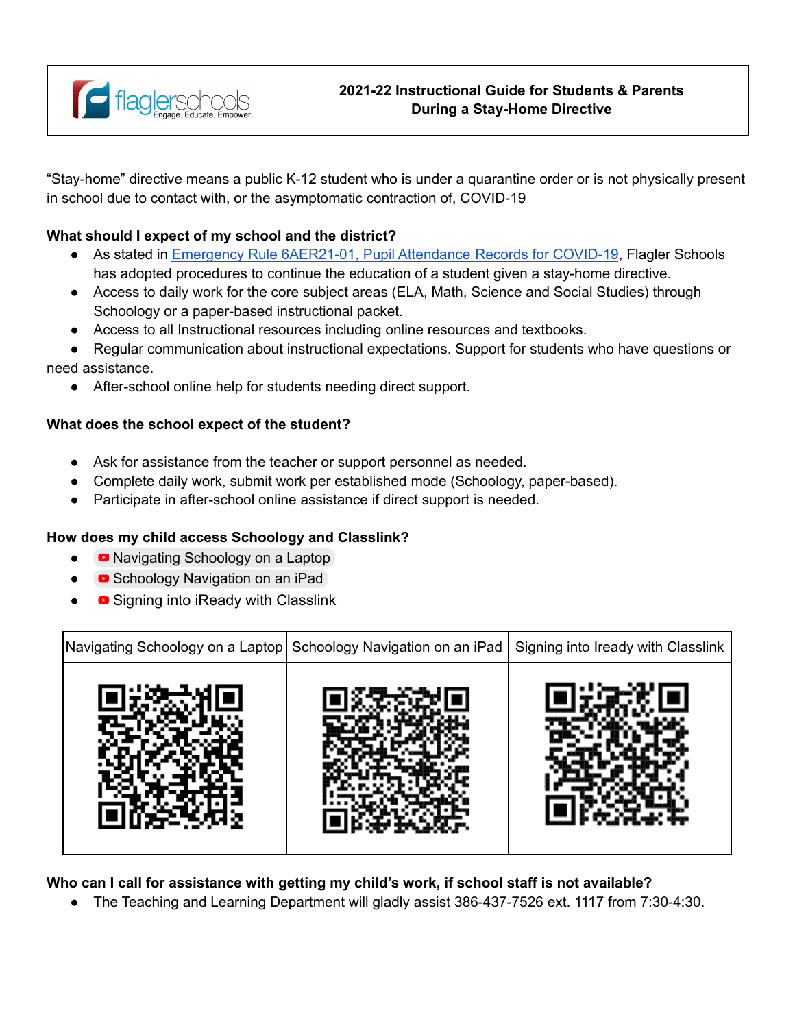| flaglerschools Engage. Educate. Empower. | **2021-22 Instructional Guide for Students & Parents During a Stay-Home Directive** |
| --- | --- |

"Stay-home" directive means a public K-12 student who is under a quarantine order or is not physically present in school due to contact with, or the asymptomatic contraction of, COVID-19

**What should I expect of my school and the district?**

- As stated in Emergency Rule 6AER21-01, Pupil Attendance Records for COVID-19, Flagler Schools has adopted procedures to continue the education of a student given a stay-home directive.
- Access to daily work for the core subject areas (ELA, Math, Science and Social Studies) through Schoology or a paper-based instructional packet.
- Access to all Instructional resources including online resources and textbooks.
- Regular communication about instructional expectations. Support for students who have questions or need assistance.
- After-school online help for students needing direct support.

**What does the school expect of the student?**

- Ask for assistance from the teacher or support personnel as needed.
- Complete daily work, submit work per established mode (Schoology, paper-based).
- Participate in after-school online assistance if direct support is needed.

**How does my child access Schoology and Classlink?**

- Navigating Schoology on a Laptop
- Schoology Navigation on an iPad
- Signing into iReady with Classlink

| Navigating Schoology on a Laptop | Schoology Navigation on an iPad | Signing into Iready with Classlink |
| --- | --- | --- |
| | | |

**Who can I call for assistance with getting my child's work, if school staff is not available?**

- The Teaching and Learning Department will gladly assist 386-437-7526 ext. 1117 from 7:30-4:30.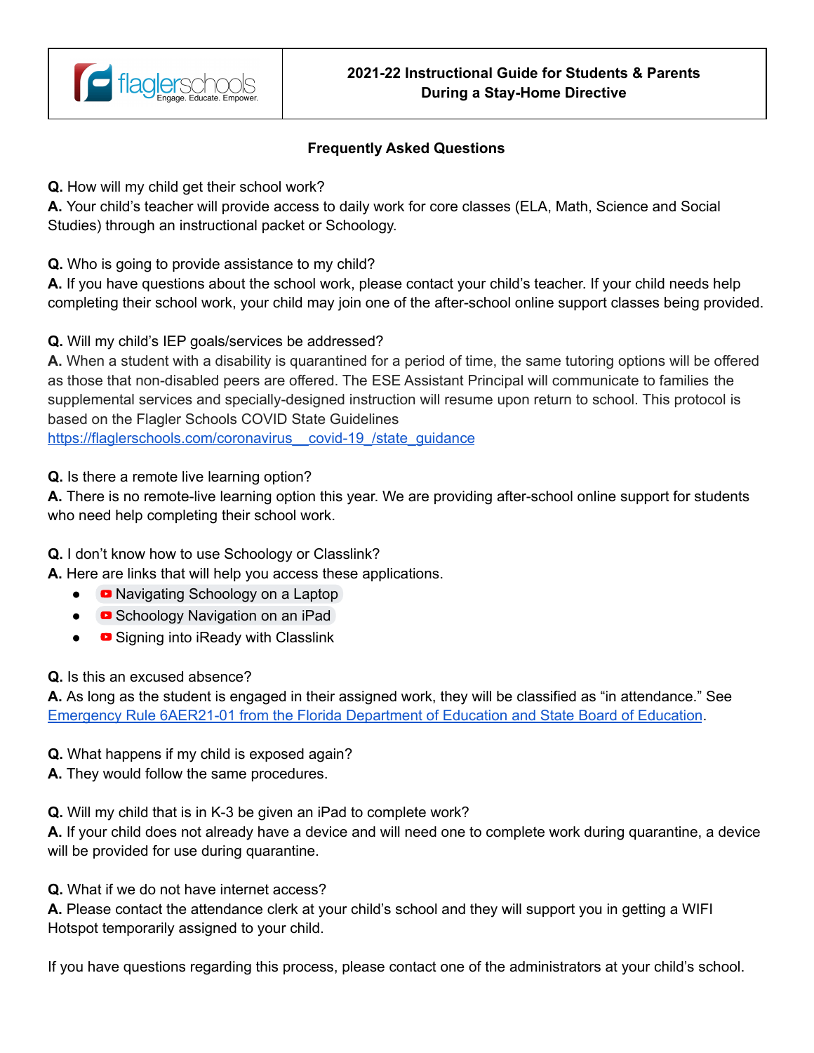flagler schools
Engage. Educate. Empower.

**2021-22 Instructional Guide for Students & Parents During a Stay-Home Directive**

## Frequently Asked Questions

**Q.** How will my child get their school work?
**A.** Your child's teacher will provide access to daily work for core classes (ELA, Math, Science and Social Studies) through an instructional packet or Schoology.

**Q.** Who is going to provide assistance to my child?
**A.** If you have questions about the school work, please contact your child's teacher. If your child needs help completing their school work, your child may join one of the after-school online support classes being provided.

**Q.** Will my child's IEP goals/services be addressed?
**A.** When a student with a disability is quarantined for a period of time, the same tutoring options will be offered as those that non-disabled peers are offered. The ESE Assistant Principal will communicate to families the supplemental services and specially-designed instruction will resume upon return to school. This protocol is based on the Flagler Schools COVID State Guidelines
https://flaglerschools.com/coronavirus__covid-19_/state_guidance

**Q.** Is there a remote live learning option?
**A.** There is no remote-live learning option this year. We are providing after-school online support for students who need help completing their school work.

**Q.** I don't know how to use Schoology or Classlink?
**A.** Here are links that will help you access these applications.

- Navigating Schoology on a Laptop
- Schoology Navigation on an iPad
- Signing into iReady with Classlink

**Q.** Is this an excused absence?
**A.** As long as the student is engaged in their assigned work, they will be classified as "in attendance." See Emergency Rule 6AER21-01 from the Florida Department of Education and State Board of Education.

**Q.** What happens if my child is exposed again?
**A.** They would follow the same procedures.

**Q.** Will my child that is in K-3 be given an iPad to complete work?
**A.** If your child does not already have a device and will need one to complete work during quarantine, a device will be provided for use during quarantine.

**Q.** What if we do not have internet access?
**A.** Please contact the attendance clerk at your child's school and they will support you in getting a WIFI Hotspot temporarily assigned to your child.

If you have questions regarding this process, please contact one of the administrators at your child's school.